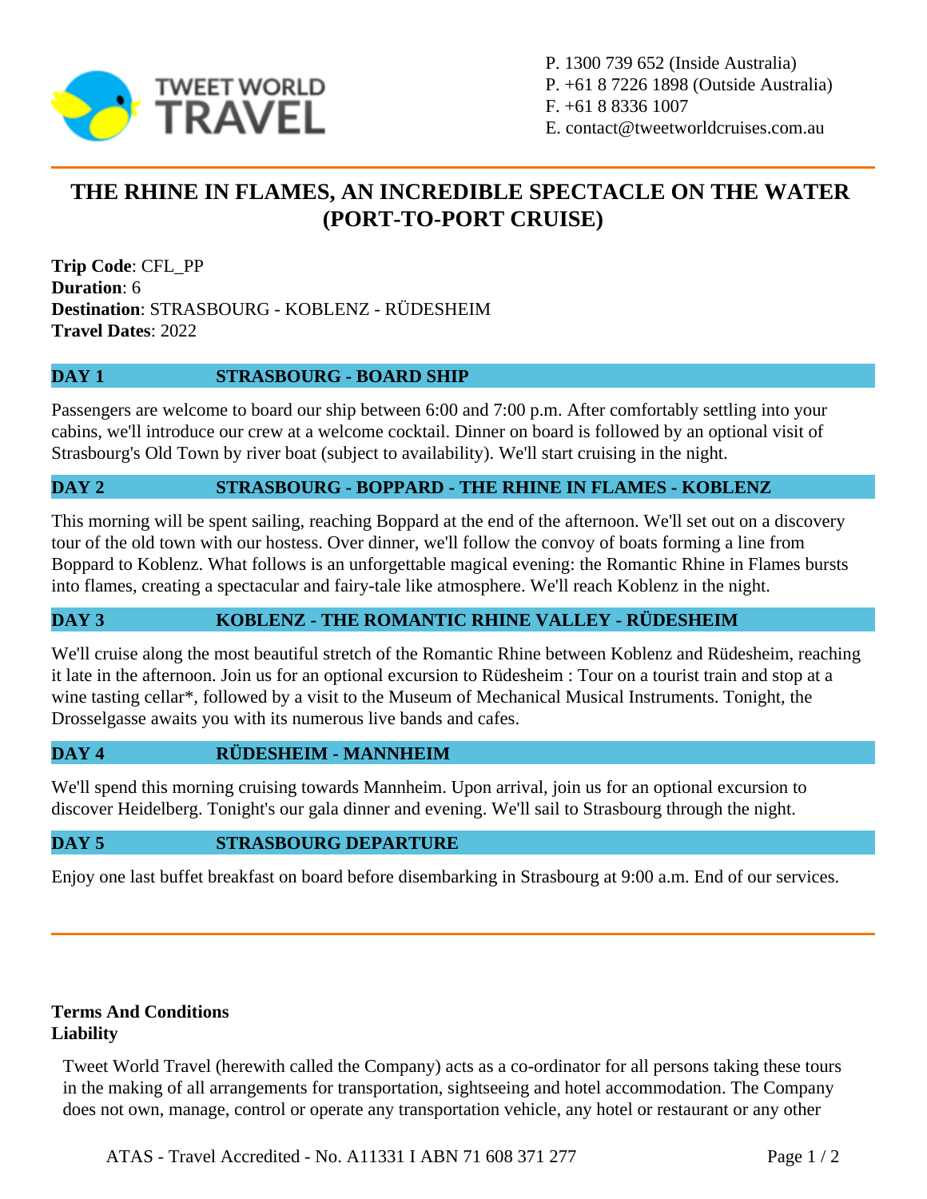TWEET WORLD TRAVEL

P. 1300 739 652 (Inside Australia)
P. +61 8 7226 1898 (Outside Australia)
F. +61 8 8336 1007
E. contact@tweetworldcruises.com.au

# THE RHINE IN FLAMES, AN INCREDIBLE SPECTACLE ON THE WATER (PORT-TO-PORT CRUISE)

**Trip Code**: CFL_PP
**Duration**: 6
**Destination**: STRASBOURG - KOBLENZ - RÜDESHEIM
**Travel Dates**: 2022

## DAY 1 STRASBOURG - BOARD SHIP

Passengers are welcome to board our ship between 6:00 and 7:00 p.m. After comfortably settling into your cabins, we'll introduce our crew at a welcome cocktail. Dinner on board is followed by an optional visit of Strasbourg's Old Town by river boat (subject to availability). We'll start cruising in the night.

## DAY 2 STRASBOURG - BOPPARD - THE RHINE IN FLAMES - KOBLENZ

This morning will be spent sailing, reaching Boppard at the end of the afternoon. We'll set out on a discovery tour of the old town with our hostess. Over dinner, we'll follow the convoy of boats forming a line from Boppard to Koblenz. What follows is an unforgettable magical evening: the Romantic Rhine in Flames bursts into flames, creating a spectacular and fairy-tale like atmosphere. We'll reach Koblenz in the night.

## DAY 3 KOBLENZ - THE ROMANTIC RHINE VALLEY - RÜDESHEIM

We'll cruise along the most beautiful stretch of the Romantic Rhine between Koblenz and Rüdesheim, reaching it late in the afternoon. Join us for an optional excursion to Rüdesheim : Tour on a tourist train and stop at a wine tasting cellar*, followed by a visit to the Museum of Mechanical Musical Instruments. Tonight, the Drosselgasse awaits you with its numerous live bands and cafes.

## DAY 4 RÜDESHEIM - MANNHEIM

We'll spend this morning cruising towards Mannheim. Upon arrival, join us for an optional excursion to discover Heidelberg. Tonight's our gala dinner and evening. We'll sail to Strasbourg through the night.

## DAY 5 STRASBOURG DEPARTURE

Enjoy one last buffet breakfast on board before disembarking in Strasbourg at 9:00 a.m. End of our services.

---

**Terms And Conditions**
**Liability**

Tweet World Travel (herewith called the Company) acts as a co-ordinator for all persons taking these tours in the making of all arrangements for transportation, sightseeing and hotel accommodation. The Company does not own, manage, control or operate any transportation vehicle, any hotel or restaurant or any other

ATAS - Travel Accredited - No. A11331 I ABN 71 608 371 277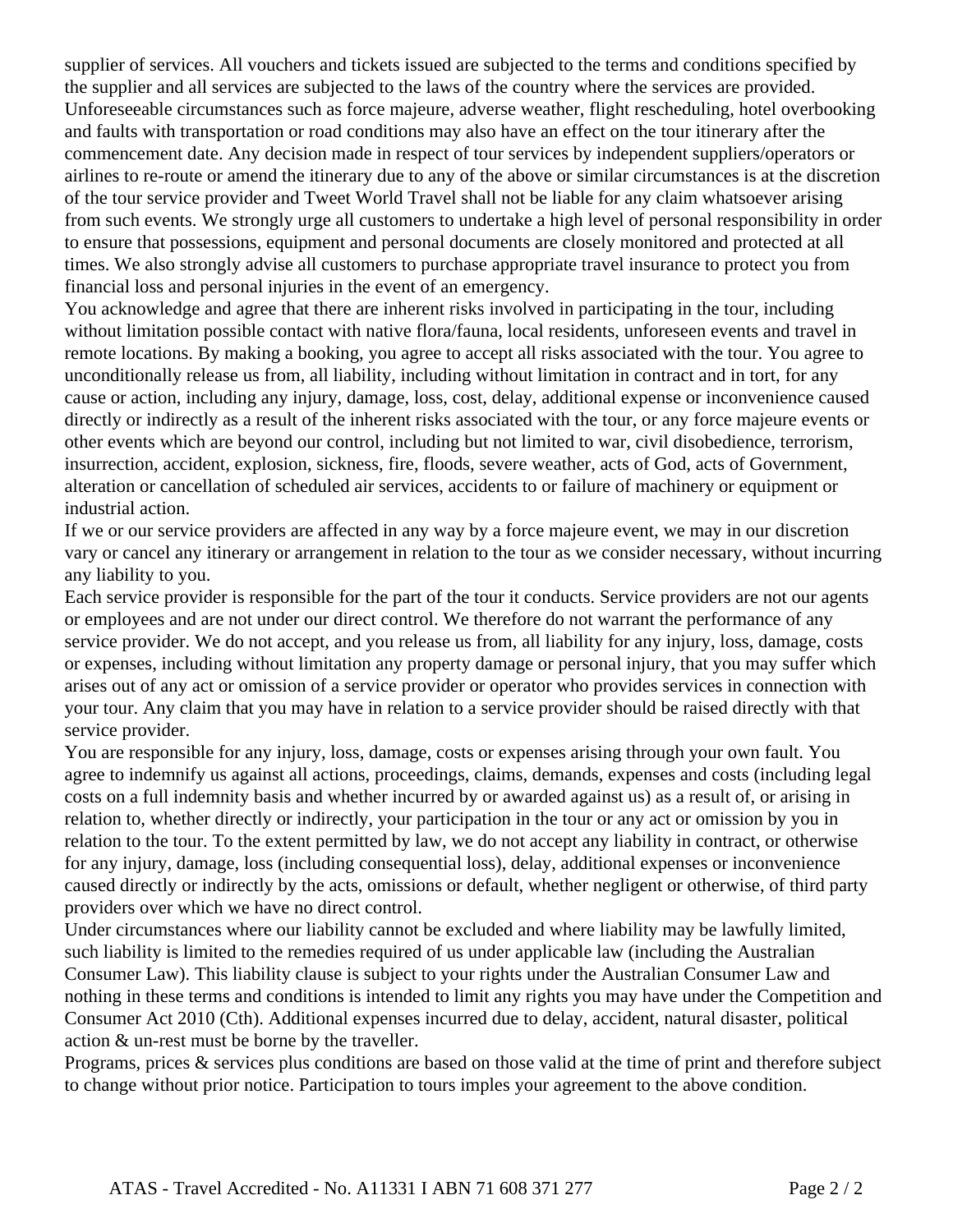supplier of services. All vouchers and tickets issued are subjected to the terms and conditions specified by the supplier and all services are subjected to the laws of the country where the services are provided. Unforeseeable circumstances such as force majeure, adverse weather, flight rescheduling, hotel overbooking and faults with transportation or road conditions may also have an effect on the tour itinerary after the commencement date. Any decision made in respect of tour services by independent suppliers/operators or airlines to re-route or amend the itinerary due to any of the above or similar circumstances is at the discretion of the tour service provider and Tweet World Travel shall not be liable for any claim whatsoever arising from such events. We strongly urge all customers to undertake a high level of personal responsibility in order to ensure that possessions, equipment and personal documents are closely monitored and protected at all times. We also strongly advise all customers to purchase appropriate travel insurance to protect you from financial loss and personal injuries in the event of an emergency.

You acknowledge and agree that there are inherent risks involved in participating in the tour, including without limitation possible contact with native flora/fauna, local residents, unforeseen events and travel in remote locations. By making a booking, you agree to accept all risks associated with the tour. You agree to unconditionally release us from, all liability, including without limitation in contract and in tort, for any cause or action, including any injury, damage, loss, cost, delay, additional expense or inconvenience caused directly or indirectly as a result of the inherent risks associated with the tour, or any force majeure events or other events which are beyond our control, including but not limited to war, civil disobedience, terrorism, insurrection, accident, explosion, sickness, fire, floods, severe weather, acts of God, acts of Government, alteration or cancellation of scheduled air services, accidents to or failure of machinery or equipment or industrial action.

If we or our service providers are affected in any way by a force majeure event, we may in our discretion vary or cancel any itinerary or arrangement in relation to the tour as we consider necessary, without incurring any liability to you.

Each service provider is responsible for the part of the tour it conducts. Service providers are not our agents or employees and are not under our direct control. We therefore do not warrant the performance of any service provider. We do not accept, and you release us from, all liability for any injury, loss, damage, costs or expenses, including without limitation any property damage or personal injury, that you may suffer which arises out of any act or omission of a service provider or operator who provides services in connection with your tour. Any claim that you may have in relation to a service provider should be raised directly with that service provider.

You are responsible for any injury, loss, damage, costs or expenses arising through your own fault. You agree to indemnify us against all actions, proceedings, claims, demands, expenses and costs (including legal costs on a full indemnity basis and whether incurred by or awarded against us) as a result of, or arising in relation to, whether directly or indirectly, your participation in the tour or any act or omission by you in relation to the tour. To the extent permitted by law, we do not accept any liability in contract, or otherwise for any injury, damage, loss (including consequential loss), delay, additional expenses or inconvenience caused directly or indirectly by the acts, omissions or default, whether negligent or otherwise, of third party providers over which we have no direct control.

Under circumstances where our liability cannot be excluded and where liability may be lawfully limited, such liability is limited to the remedies required of us under applicable law (including the Australian Consumer Law). This liability clause is subject to your rights under the Australian Consumer Law and nothing in these terms and conditions is intended to limit any rights you may have under the Competition and Consumer Act 2010 (Cth). Additional expenses incurred due to delay, accident, natural disaster, political action & un-rest must be borne by the traveller.

Programs, prices & services plus conditions are based on those valid at the time of print and therefore subject to change without prior notice. Participation to tours imples your agreement to the above condition.

ATAS - Travel Accredited - No. A11331 I ABN 71 608 371 277